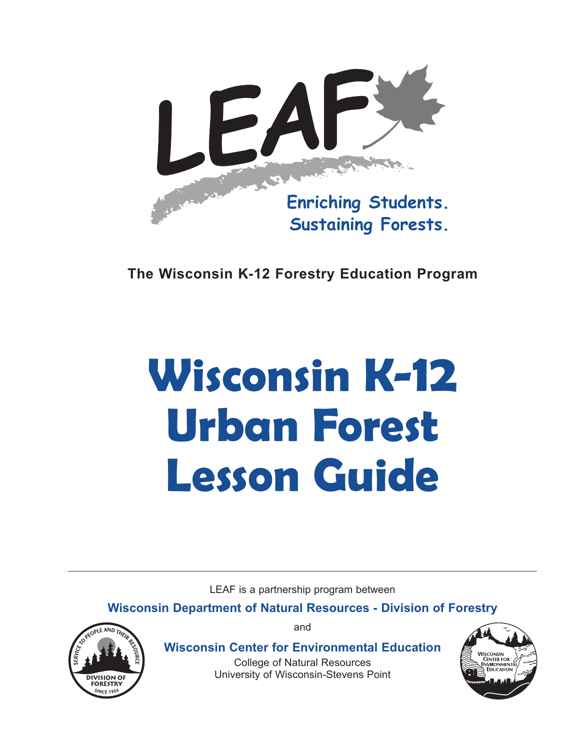LEAF

Enriching Students.
Sustaining Forests.

**The Wisconsin K-12 Forestry Education Program**

# Wisconsin K-12 Urban Forest Lesson Guide

LEAF is a partnership program between

**Wisconsin Department of Natural Resources - Division of Forestry**

and

**Wisconsin Center for Environmental Education**

College of Natural Resources
University of Wisconsin-Stevens Point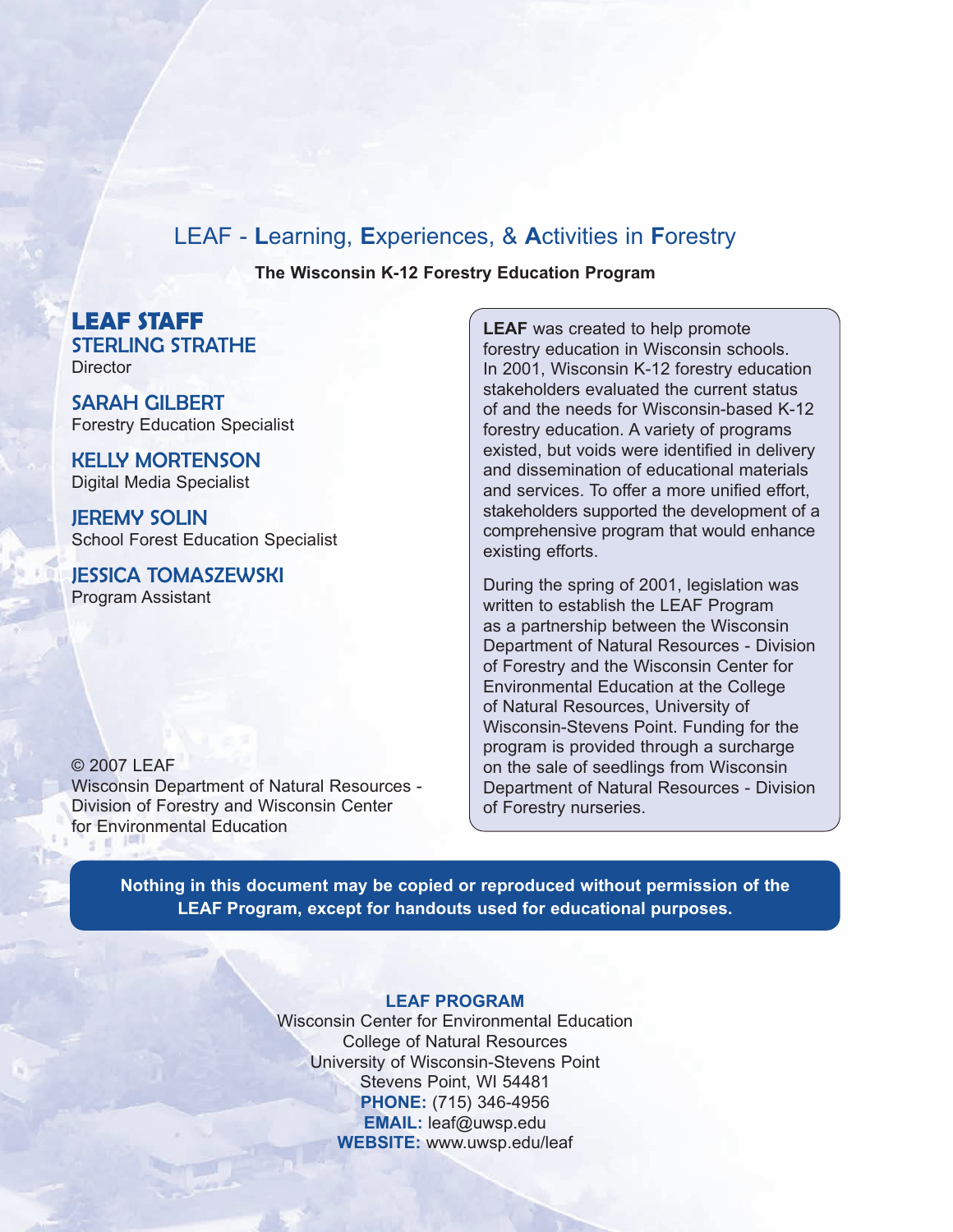## LEAF - **L**earning, **E**xperiences, & **A**ctivities in **F**orestry

**The Wisconsin K-12 Forestry Education Program**

### LEAF STAFF

**STERLING STRATHE**
Director

**SARAH GILBERT**
Forestry Education Specialist

**KELLY MORTENSON**
Digital Media Specialist

**JEREMY SOLIN**
School Forest Education Specialist

**JESSICA TOMASZEWSKI**
Program Assistant

**LEAF** was created to help promote forestry education in Wisconsin schools. In 2001, Wisconsin K-12 forestry education stakeholders evaluated the current status of and the needs for Wisconsin-based K-12 forestry education. A variety of programs existed, but voids were identified in delivery and dissemination of educational materials and services. To offer a more unified effort, stakeholders supported the development of a comprehensive program that would enhance existing efforts.

During the spring of 2001, legislation was written to establish the LEAF Program as a partnership between the Wisconsin Department of Natural Resources - Division of Forestry and the Wisconsin Center for Environmental Education at the College of Natural Resources, University of Wisconsin-Stevens Point. Funding for the program is provided through a surcharge on the sale of seedlings from Wisconsin Department of Natural Resources - Division of Forestry nurseries.

© 2007 LEAF
Wisconsin Department of Natural Resources - Division of Forestry and Wisconsin Center for Environmental Education

**Nothing in this document may be copied or reproduced without permission of the LEAF Program, except for handouts used for educational purposes.**

**LEAF PROGRAM**
Wisconsin Center for Environmental Education
College of Natural Resources
University of Wisconsin-Stevens Point
Stevens Point, WI 54481
**PHONE:** (715) 346-4956
**EMAIL:** leaf@uwsp.edu
**WEBSITE:** www.uwsp.edu/leaf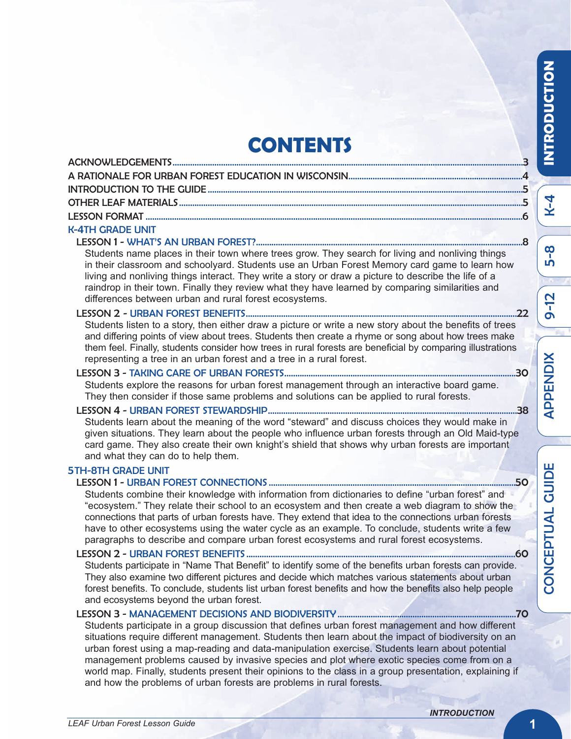# CONTENTS

ACKNOWLEDGEMENTS....3

A RATIONALE FOR URBAN FOREST EDUCATION IN WISCONSIN....4

INTRODUCTION TO THE GUIDE....5

OTHER LEAF MATERIALS....5

LESSON FORMAT....6

## K-4TH GRADE UNIT

**LESSON 1 - WHAT'S AN URBAN FOREST?**....8

Students name places in their town where trees grow. They search for living and nonliving things in their classroom and schoolyard. Students use an Urban Forest Memory card game to learn how living and nonliving things interact. They write a story or draw a picture to describe the life of a raindrop in their town. Finally they review what they have learned by comparing similarities and differences between urban and rural forest ecosystems.

**LESSON 2 - URBAN FOREST BENEFITS**....22

Students listen to a story, then either draw a picture or write a new story about the benefits of trees and differing points of view about trees. Students then create a rhyme or song about how trees make them feel. Finally, students consider how trees in rural forests are beneficial by comparing illustrations representing a tree in an urban forest and a tree in a rural forest.

**LESSON 3 - TAKING CARE OF URBAN FORESTS**....30

Students explore the reasons for urban forest management through an interactive board game. They then consider if those same problems and solutions can be applied to rural forests.

**LESSON 4 - URBAN FOREST STEWARDSHIP**....38

Students learn about the meaning of the word "steward" and discuss choices they would make in given situations. They learn about the people who influence urban forests through an Old Maid-type card game. They also create their own knight's shield that shows why urban forests are important and what they can do to help them.

## 5TH-8TH GRADE UNIT

**LESSON 1 - URBAN FOREST CONNECTIONS**....50

Students combine their knowledge with information from dictionaries to define "urban forest" and "ecosystem." They relate their school to an ecosystem and then create a web diagram to show the connections that parts of urban forests have. They extend that idea to the connections urban forests have to other ecosystems using the water cycle as an example. To conclude, students write a few paragraphs to describe and compare urban forest ecosystems and rural forest ecosystems.

**LESSON 2 - URBAN FOREST BENEFITS**....60

Students participate in "Name That Benefit" to identify some of the benefits urban forests can provide. They also examine two different pictures and decide which matches various statements about urban forest benefits. To conclude, students list urban forest benefits and how the benefits also help people and ecosystems beyond the urban forest.

**LESSON 3 - MANAGEMENT DECISIONS AND BIODIVERSITY**....70

Students participate in a group discussion that defines urban forest management and how different situations require different management. Students then learn about the impact of biodiversity on an urban forest using a map-reading and data-manipulation exercise. Students learn about potential management problems caused by invasive species and plot where exotic species come from on a world map. Finally, students present their opinions to the class in a group presentation, explaining if and how the problems of urban forests are problems in rural forests.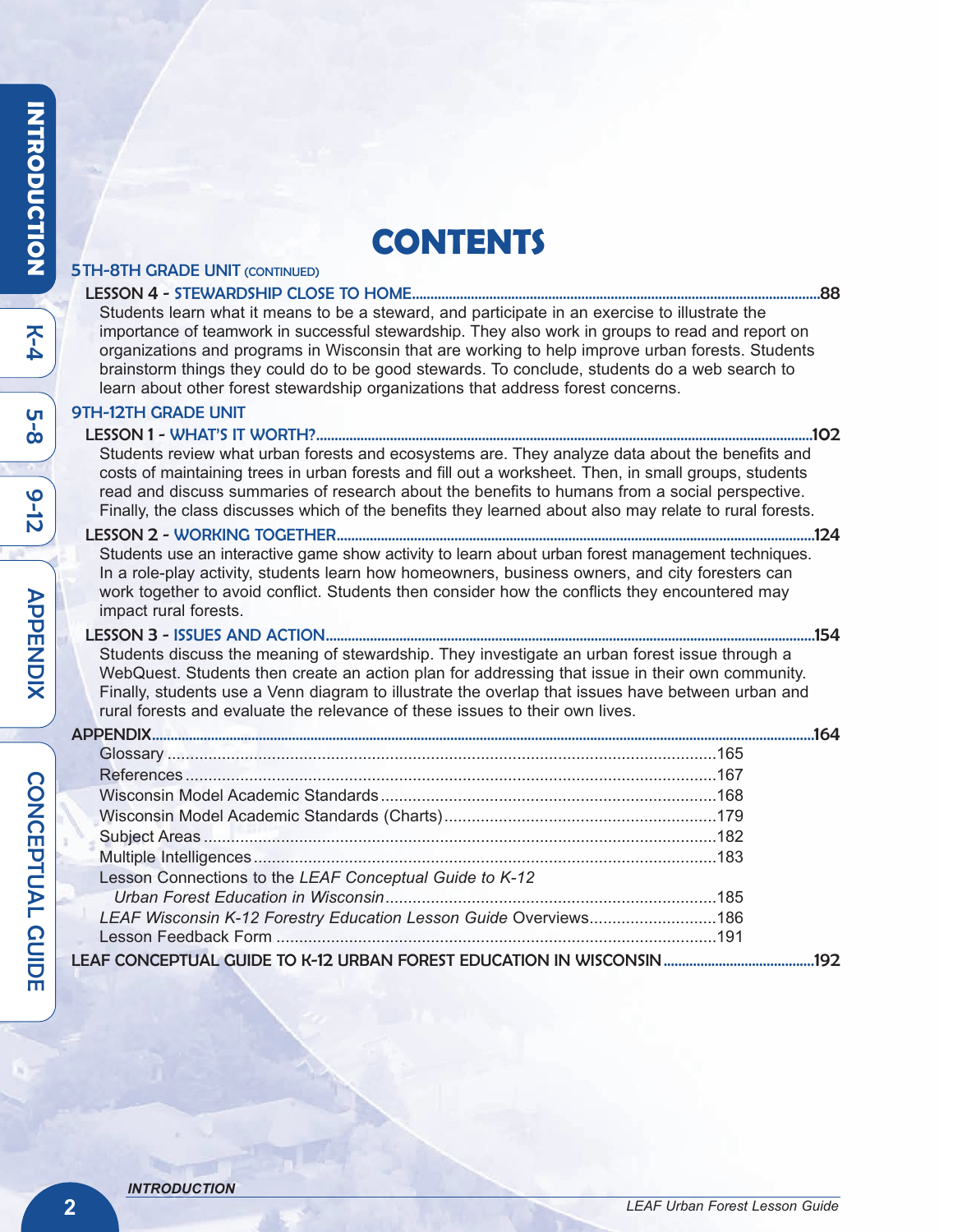# CONTENTS

## 5TH-8TH GRADE UNIT (CONTINUED)

**LESSON 4 - STEWARDSHIP CLOSE TO HOME** .....88

Students learn what it means to be a steward, and participate in an exercise to illustrate the importance of teamwork in successful stewardship. They also work in groups to read and report on organizations and programs in Wisconsin that are working to help improve urban forests. Students brainstorm things they could do to be good stewards. To conclude, students do a web search to learn about other forest stewardship organizations that address forest concerns.

## 9TH-12TH GRADE UNIT

**LESSON 1 - WHAT'S IT WORTH?** .....102

Students review what urban forests and ecosystems are. They analyze data about the benefits and costs of maintaining trees in urban forests and fill out a worksheet. Then, in small groups, students read and discuss summaries of research about the benefits to humans from a social perspective. Finally, the class discusses which of the benefits they learned about also may relate to rural forests.

**LESSON 2 - WORKING TOGETHER** .....124

Students use an interactive game show activity to learn about urban forest management techniques. In a role-play activity, students learn how homeowners, business owners, and city foresters can work together to avoid conflict. Students then consider how the conflicts they encountered may impact rural forests.

**LESSON 3 - ISSUES AND ACTION** .....154

Students discuss the meaning of stewardship. They investigate an urban forest issue through a WebQuest. Students then create an action plan for addressing that issue in their own community. Finally, students use a Venn diagram to illustrate the overlap that issues have between urban and rural forests and evaluate the relevance of these issues to their own lives.

## APPENDIX .....164

- Glossary .....165
- References .....167
- Wisconsin Model Academic Standards .....168
- Wisconsin Model Academic Standards (Charts) .....179
- Subject Areas .....182
- Multiple Intelligences .....183
- Lesson Connections to the *LEAF Conceptual Guide to K-12 Urban Forest Education in Wisconsin* .....185
- *LEAF Wisconsin K-12 Forestry Education Lesson Guide* Overviews .....186
- Lesson Feedback Form .....191

## LEAF CONCEPTUAL GUIDE TO K-12 URBAN FOREST EDUCATION IN WISCONSIN .....192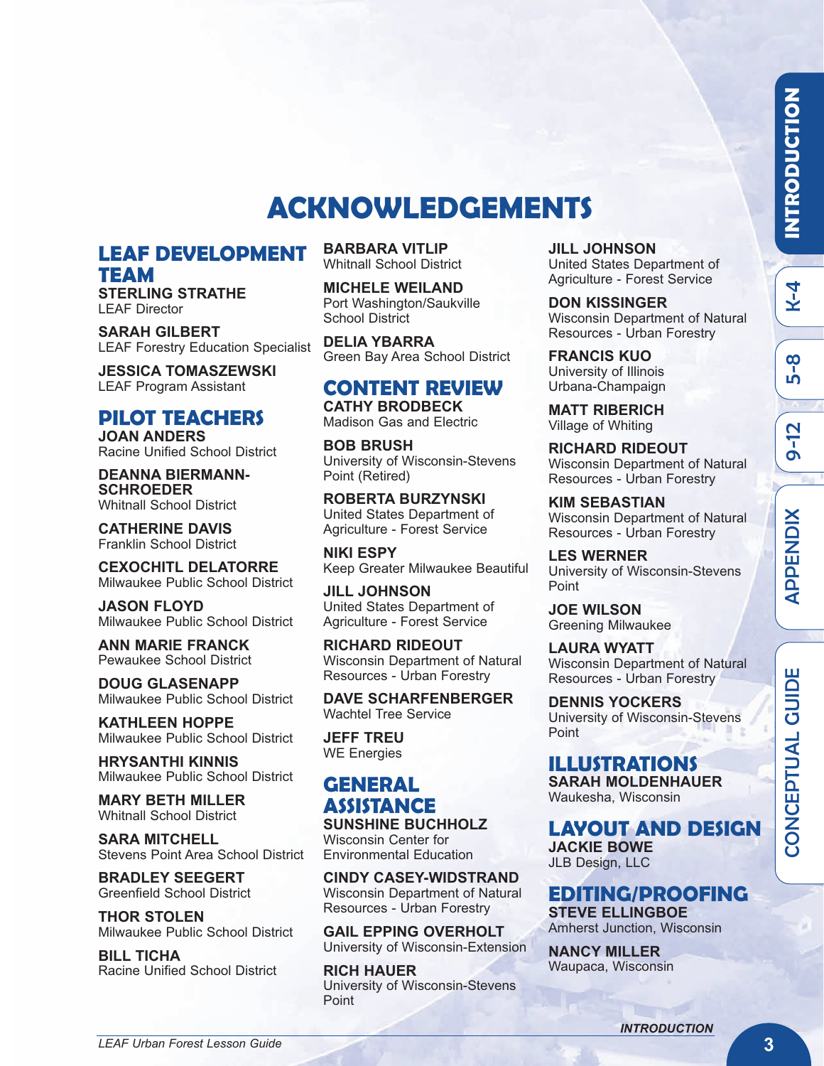# ACKNOWLEDGEMENTS

## LEAF DEVELOPMENT TEAM

**STERLING STRATHE**
LEAF Director

**SARAH GILBERT**
LEAF Forestry Education Specialist

**JESSICA TOMASZEWSKI**
LEAF Program Assistant

## PILOT TEACHERS

**JOAN ANDERS**
Racine Unified School District

**DEANNA BIERMANN-SCHROEDER**
Whitnall School District

**CATHERINE DAVIS**
Franklin School District

**CEXOCHITL DELATORRE**
Milwaukee Public School District

**JASON FLOYD**
Milwaukee Public School District

**ANN MARIE FRANCK**
Pewaukee School District

**DOUG GLASENAPP**
Milwaukee Public School District

**KATHLEEN HOPPE**
Milwaukee Public School District

**HRYSANTHI KINNIS**
Milwaukee Public School District

**MARY BETH MILLER**
Whitnall School District

**SARA MITCHELL**
Stevens Point Area School District

**BRADLEY SEEGERT**
Greenfield School District

**THOR STOLEN**
Milwaukee Public School District

**BILL TICHA**
Racine Unified School District

**BARBARA VITLIP**
Whitnall School District

**MICHELE WEILAND**
Port Washington/Saukville School District

**DELIA YBARRA**
Green Bay Area School District

## CONTENT REVIEW

**CATHY BRODBECK**
Madison Gas and Electric

**BOB BRUSH**
University of Wisconsin-Stevens Point (Retired)

**ROBERTA BURZYNSKI**
United States Department of Agriculture - Forest Service

**NIKI ESPY**
Keep Greater Milwaukee Beautiful

**JILL JOHNSON**
United States Department of Agriculture - Forest Service

**RICHARD RIDEOUT**
Wisconsin Department of Natural Resources - Urban Forestry

**DAVE SCHARFENBERGER**
Wachtel Tree Service

**JEFF TREU**
WE Energies

## GENERAL ASSISTANCE

**SUNSHINE BUCHHOLZ**
Wisconsin Center for Environmental Education

**CINDY CASEY-WIDSTRAND**
Wisconsin Department of Natural Resources - Urban Forestry

**GAIL EPPING OVERHOLT**
University of Wisconsin-Extension

**RICH HAUER**
University of Wisconsin-Stevens Point

**JILL JOHNSON**
United States Department of Agriculture - Forest Service

**DON KISSINGER**
Wisconsin Department of Natural Resources - Urban Forestry

**FRANCIS KUO**
University of Illinois Urbana-Champaign

**MATT RIBERICH**
Village of Whiting

**RICHARD RIDEOUT**
Wisconsin Department of Natural Resources - Urban Forestry

**KIM SEBASTIAN**
Wisconsin Department of Natural Resources - Urban Forestry

**LES WERNER**
University of Wisconsin-Stevens Point

**JOE WILSON**
Greening Milwaukee

**LAURA WYATT**
Wisconsin Department of Natural Resources - Urban Forestry

**DENNIS YOCKERS**
University of Wisconsin-Stevens Point

## ILLUSTRATIONS

**SARAH MOLDENHAUER**
Waukesha, Wisconsin

## LAYOUT AND DESIGN

**JACKIE BOWE**
JLB Design, LLC

## EDITING/PROOFING

**STEVE ELLINGBOE**
Amherst Junction, Wisconsin

**NANCY MILLER**
Waupaca, Wisconsin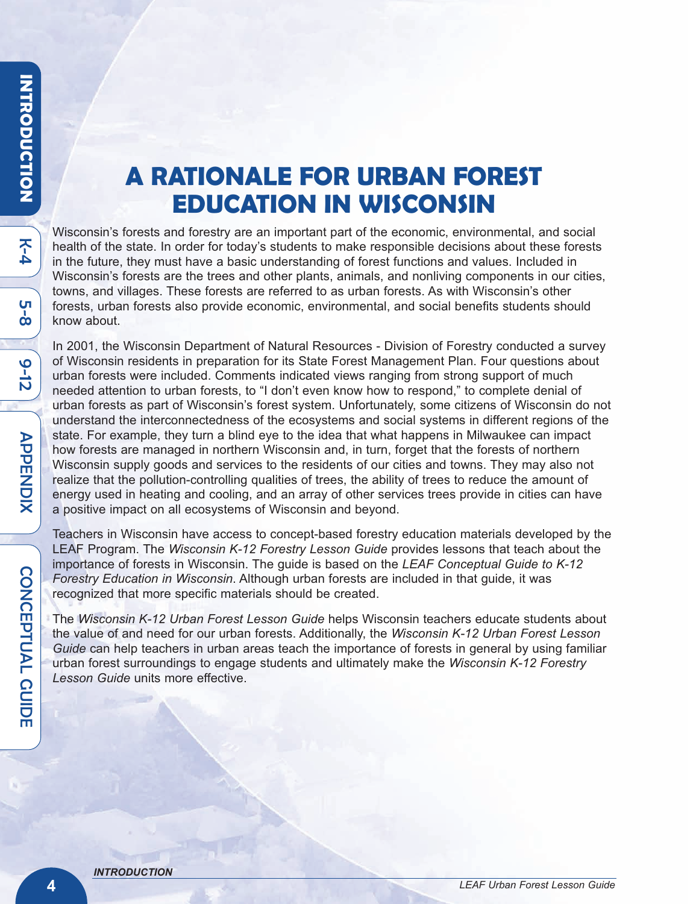# A RATIONALE FOR URBAN FOREST EDUCATION IN WISCONSIN

Wisconsin's forests and forestry are an important part of the economic, environmental, and social health of the state. In order for today's students to make responsible decisions about these forests in the future, they must have a basic understanding of forest functions and values. Included in Wisconsin's forests are the trees and other plants, animals, and nonliving components in our cities, towns, and villages. These forests are referred to as urban forests. As with Wisconsin's other forests, urban forests also provide economic, environmental, and social benefits students should know about.

In 2001, the Wisconsin Department of Natural Resources - Division of Forestry conducted a survey of Wisconsin residents in preparation for its State Forest Management Plan. Four questions about urban forests were included. Comments indicated views ranging from strong support of much needed attention to urban forests, to "I don't even know how to respond," to complete denial of urban forests as part of Wisconsin's forest system. Unfortunately, some citizens of Wisconsin do not understand the interconnectedness of the ecosystems and social systems in different regions of the state. For example, they turn a blind eye to the idea that what happens in Milwaukee can impact how forests are managed in northern Wisconsin and, in turn, forget that the forests of northern Wisconsin supply goods and services to the residents of our cities and towns. They may also not realize that the pollution-controlling qualities of trees, the ability of trees to reduce the amount of energy used in heating and cooling, and an array of other services trees provide in cities can have a positive impact on all ecosystems of Wisconsin and beyond.

Teachers in Wisconsin have access to concept-based forestry education materials developed by the LEAF Program. The *Wisconsin K-12 Forestry Lesson Guide* provides lessons that teach about the importance of forests in Wisconsin. The guide is based on the *LEAF Conceptual Guide to K-12 Forestry Education in Wisconsin*. Although urban forests are included in that guide, it was recognized that more specific materials should be created.

The *Wisconsin K-12 Urban Forest Lesson Guide* helps Wisconsin teachers educate students about the value of and need for our urban forests. Additionally, the *Wisconsin K-12 Urban Forest Lesson Guide* can help teachers in urban areas teach the importance of forests in general by using familiar urban forest surroundings to engage students and ultimately make the *Wisconsin K-12 Forestry Lesson Guide* units more effective.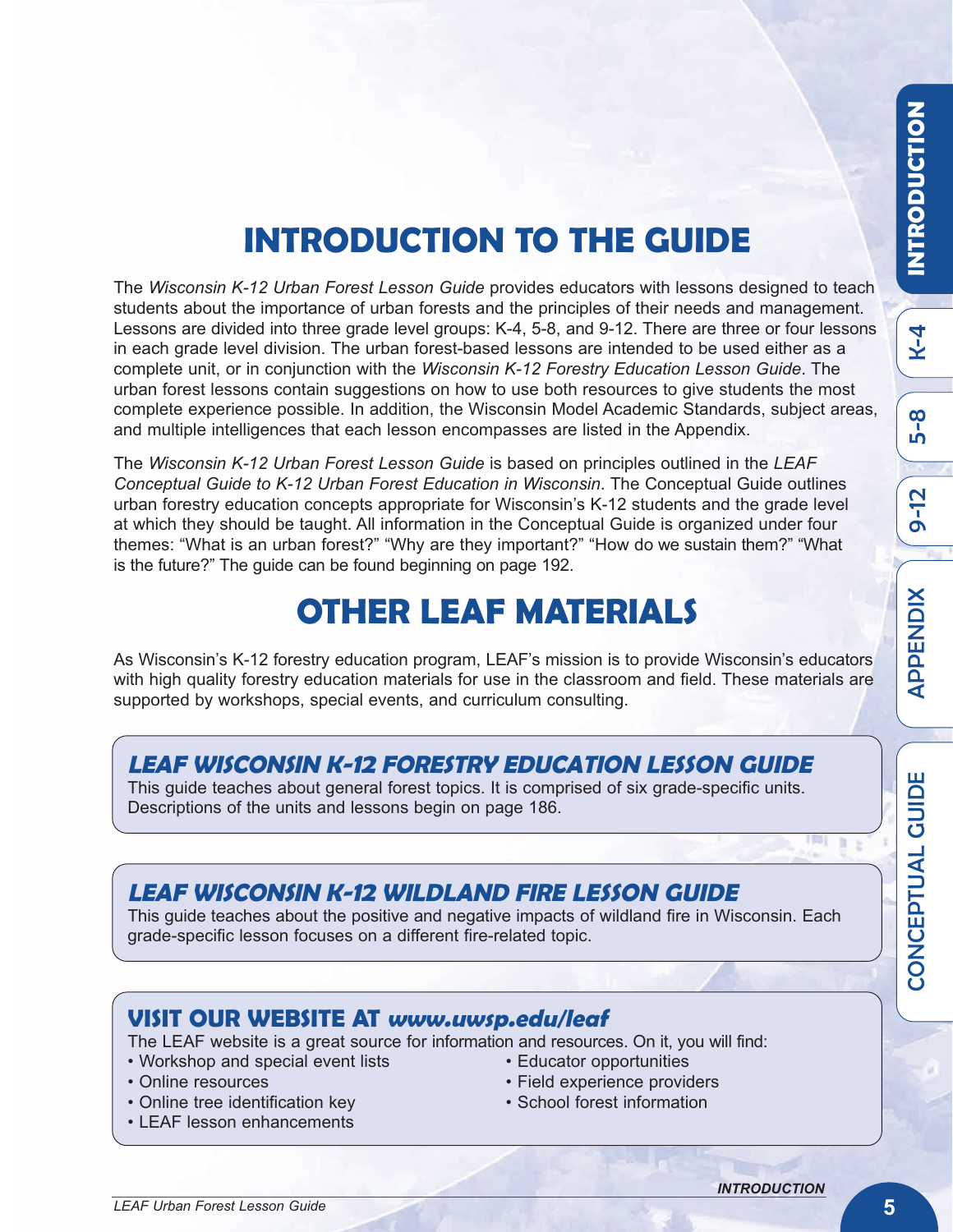# INTRODUCTION TO THE GUIDE

The *Wisconsin K-12 Urban Forest Lesson Guide* provides educators with lessons designed to teach students about the importance of urban forests and the principles of their needs and management. Lessons are divided into three grade level groups: K-4, 5-8, and 9-12. There are three or four lessons in each grade level division. The urban forest-based lessons are intended to be used either as a complete unit, or in conjunction with the *Wisconsin K-12 Forestry Education Lesson Guide*. The urban forest lessons contain suggestions on how to use both resources to give students the most complete experience possible. In addition, the Wisconsin Model Academic Standards, subject areas, and multiple intelligences that each lesson encompasses are listed in the Appendix.

The *Wisconsin K-12 Urban Forest Lesson Guide* is based on principles outlined in the *LEAF Conceptual Guide to K-12 Urban Forest Education in Wisconsin*. The Conceptual Guide outlines urban forestry education concepts appropriate for Wisconsin's K-12 students and the grade level at which they should be taught. All information in the Conceptual Guide is organized under four themes: "What is an urban forest?" "Why are they important?" "How do we sustain them?" "What is the future?" The guide can be found beginning on page 192.

# OTHER LEAF MATERIALS

As Wisconsin's K-12 forestry education program, LEAF's mission is to provide Wisconsin's educators with high quality forestry education materials for use in the classroom and field. These materials are supported by workshops, special events, and curriculum consulting.

### *LEAF WISCONSIN K-12 FORESTRY EDUCATION LESSON GUIDE*

This guide teaches about general forest topics. It is comprised of six grade-specific units. Descriptions of the units and lessons begin on page 186.

### *LEAF WISCONSIN K-12 WILDLAND FIRE LESSON GUIDE*

This guide teaches about the positive and negative impacts of wildland fire in Wisconsin. Each grade-specific lesson focuses on a different fire-related topic.

### VISIT OUR WEBSITE AT *www.uwsp.edu/leaf*

The LEAF website is a great source for information and resources. On it, you will find:

- Workshop and special event lists
- Online resources
- Online tree identification key
- LEAF lesson enhancements
- Educator opportunities
- Field experience providers
- School forest information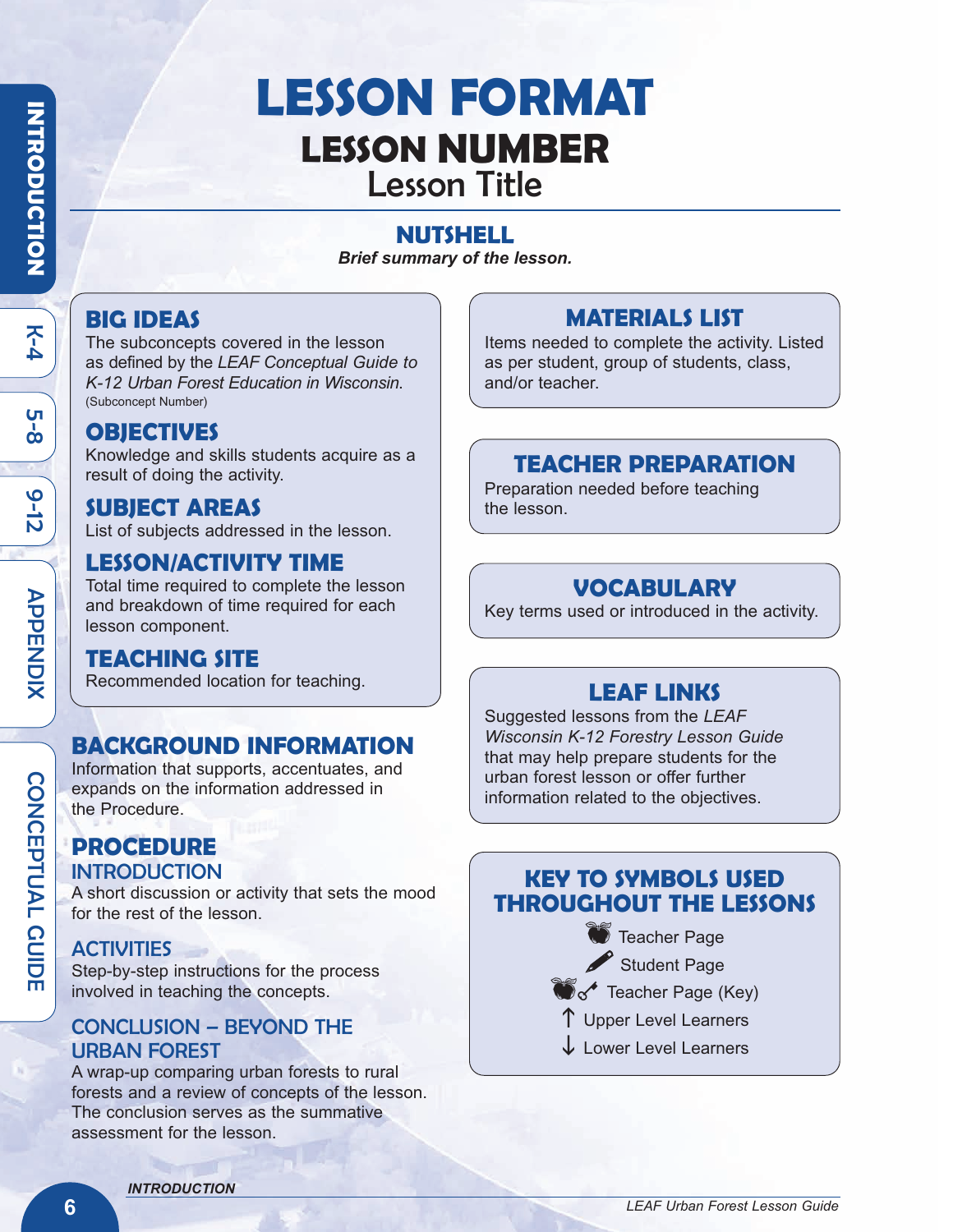# LESSON FORMAT

## LESSON NUMBER

Lesson Title

### NUTSHELL

***Brief summary of the lesson.***

### BIG IDEAS

The subconcepts covered in the lesson as defined by the *LEAF Conceptual Guide to K-12 Urban Forest Education in Wisconsin.* (Subconcept Number)

### OBJECTIVES

Knowledge and skills students acquire as a result of doing the activity.

### SUBJECT AREAS

List of subjects addressed in the lesson.

### LESSON/ACTIVITY TIME

Total time required to complete the lesson and breakdown of time required for each lesson component.

### TEACHING SITE

Recommended location for teaching.

### BACKGROUND INFORMATION

Information that supports, accentuates, and expands on the information addressed in the Procedure.

### PROCEDURE

#### INTRODUCTION

A short discussion or activity that sets the mood for the rest of the lesson.

#### ACTIVITIES

Step-by-step instructions for the process involved in teaching the concepts.

#### CONCLUSION – BEYOND THE URBAN FOREST

A wrap-up comparing urban forests to rural forests and a review of concepts of the lesson. The conclusion serves as the summative assessment for the lesson.

### MATERIALS LIST

Items needed to complete the activity. Listed as per student, group of students, class, and/or teacher.

### TEACHER PREPARATION

Preparation needed before teaching the lesson.

### VOCABULARY

Key terms used or introduced in the activity.

### LEAF LINKS

Suggested lessons from the *LEAF Wisconsin K-12 Forestry Lesson Guide* that may help prepare students for the urban forest lesson or offer further information related to the objectives.

### KEY TO SYMBOLS USED THROUGHOUT THE LESSONS

- Teacher Page
- Student Page
- Teacher Page (Key)
- ↑ Upper Level Learners
- ↓ Lower Level Learners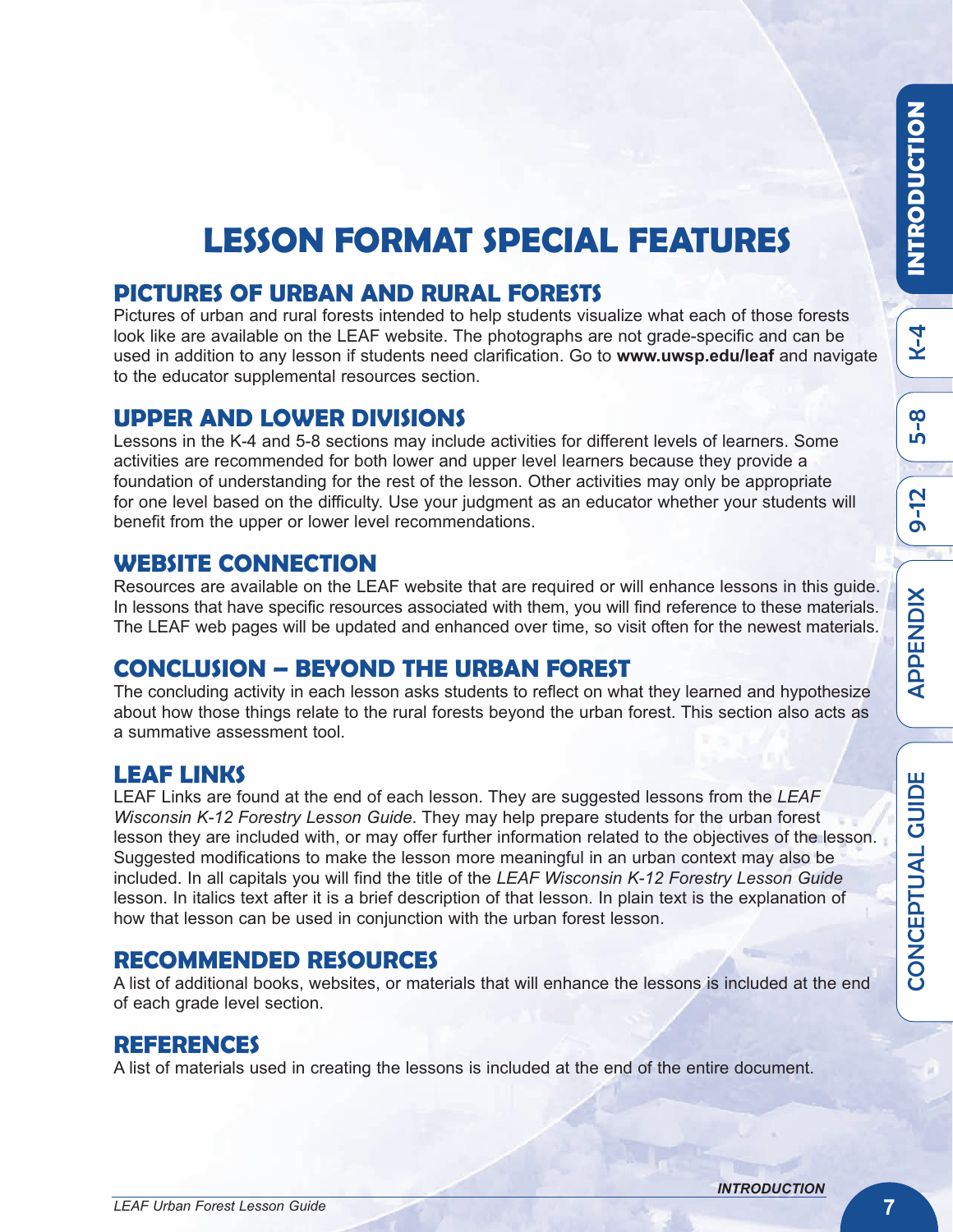# LESSON FORMAT SPECIAL FEATURES

## PICTURES OF URBAN AND RURAL FORESTS

Pictures of urban and rural forests intended to help students visualize what each of those forests look like are available on the LEAF website. The photographs are not grade-specific and can be used in addition to any lesson if students need clarification. Go to **www.uwsp.edu/leaf** and navigate to the educator supplemental resources section.

## UPPER AND LOWER DIVISIONS

Lessons in the K-4 and 5-8 sections may include activities for different levels of learners. Some activities are recommended for both lower and upper level learners because they provide a foundation of understanding for the rest of the lesson. Other activities may only be appropriate for one level based on the difficulty. Use your judgment as an educator whether your students will benefit from the upper or lower level recommendations.

## WEBSITE CONNECTION

Resources are available on the LEAF website that are required or will enhance lessons in this guide. In lessons that have specific resources associated with them, you will find reference to these materials. The LEAF web pages will be updated and enhanced over time, so visit often for the newest materials.

## CONCLUSION – BEYOND THE URBAN FOREST

The concluding activity in each lesson asks students to reflect on what they learned and hypothesize about how those things relate to the rural forests beyond the urban forest. This section also acts as a summative assessment tool.

## LEAF LINKS

LEAF Links are found at the end of each lesson. They are suggested lessons from the *LEAF Wisconsin K-12 Forestry Lesson Guide*. They may help prepare students for the urban forest lesson they are included with, or may offer further information related to the objectives of the lesson. Suggested modifications to make the lesson more meaningful in an urban context may also be included. In all capitals you will find the title of the *LEAF Wisconsin K-12 Forestry Lesson Guide* lesson. In italics text after it is a brief description of that lesson. In plain text is the explanation of how that lesson can be used in conjunction with the urban forest lesson.

## RECOMMENDED RESOURCES

A list of additional books, websites, or materials that will enhance the lessons is included at the end of each grade level section.

## REFERENCES

A list of materials used in creating the lessons is included at the end of the entire document.